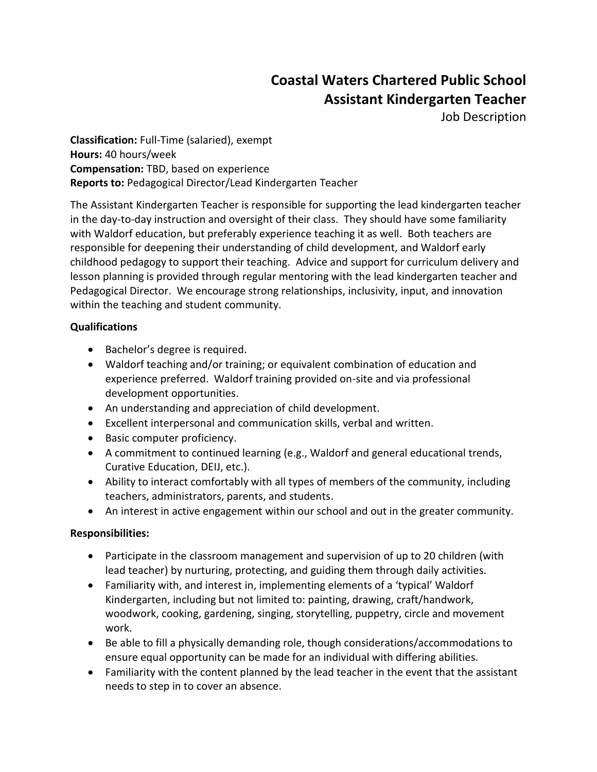# Coastal Waters Chartered Public School
## Assistant Kindergarten Teacher
Job Description

**Classification:** Full-Time (salaried), exempt
**Hours:** 40 hours/week
**Compensation:** TBD, based on experience
**Reports to:** Pedagogical Director/Lead Kindergarten Teacher

The Assistant Kindergarten Teacher is responsible for supporting the lead kindergarten teacher in the day-to-day instruction and oversight of their class. They should have some familiarity with Waldorf education, but preferably experience teaching it as well. Both teachers are responsible for deepening their understanding of child development, and Waldorf early childhood pedagogy to support their teaching. Advice and support for curriculum delivery and lesson planning is provided through regular mentoring with the lead kindergarten teacher and Pedagogical Director. We encourage strong relationships, inclusivity, input, and innovation within the teaching and student community.

**Qualifications**

- Bachelor's degree is required.
- Waldorf teaching and/or training; or equivalent combination of education and experience preferred. Waldorf training provided on-site and via professional development opportunities.
- An understanding and appreciation of child development.
- Excellent interpersonal and communication skills, verbal and written.
- Basic computer proficiency.
- A commitment to continued learning (e.g., Waldorf and general educational trends, Curative Education, DEIJ, etc.).
- Ability to interact comfortably with all types of members of the community, including teachers, administrators, parents, and students.
- An interest in active engagement within our school and out in the greater community.

**Responsibilities:**

- Participate in the classroom management and supervision of up to 20 children (with lead teacher) by nurturing, protecting, and guiding them through daily activities.
- Familiarity with, and interest in, implementing elements of a 'typical' Waldorf Kindergarten, including but not limited to: painting, drawing, craft/handwork, woodwork, cooking, gardening, singing, storytelling, puppetry, circle and movement work.
- Be able to fill a physically demanding role, though considerations/accommodations to ensure equal opportunity can be made for an individual with differing abilities.
- Familiarity with the content planned by the lead teacher in the event that the assistant needs to step in to cover an absence.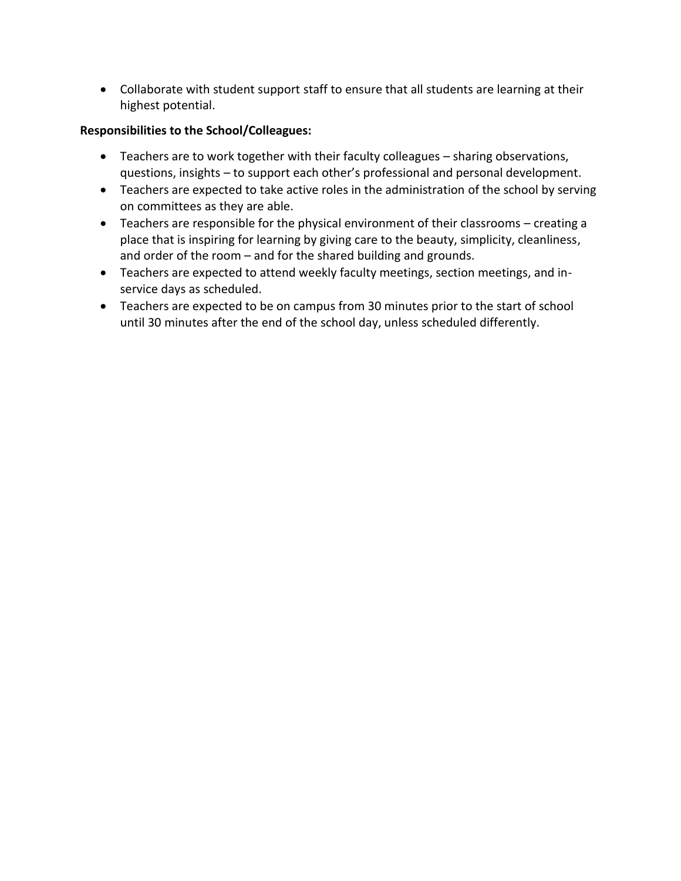- Collaborate with student support staff to ensure that all students are learning at their highest potential.

**Responsibilities to the School/Colleagues:**

- Teachers are to work together with their faculty colleagues – sharing observations, questions, insights – to support each other's professional and personal development.
- Teachers are expected to take active roles in the administration of the school by serving on committees as they are able.
- Teachers are responsible for the physical environment of their classrooms – creating a place that is inspiring for learning by giving care to the beauty, simplicity, cleanliness, and order of the room – and for the shared building and grounds.
- Teachers are expected to attend weekly faculty meetings, section meetings, and in-service days as scheduled.
- Teachers are expected to be on campus from 30 minutes prior to the start of school until 30 minutes after the end of the school day, unless scheduled differently.